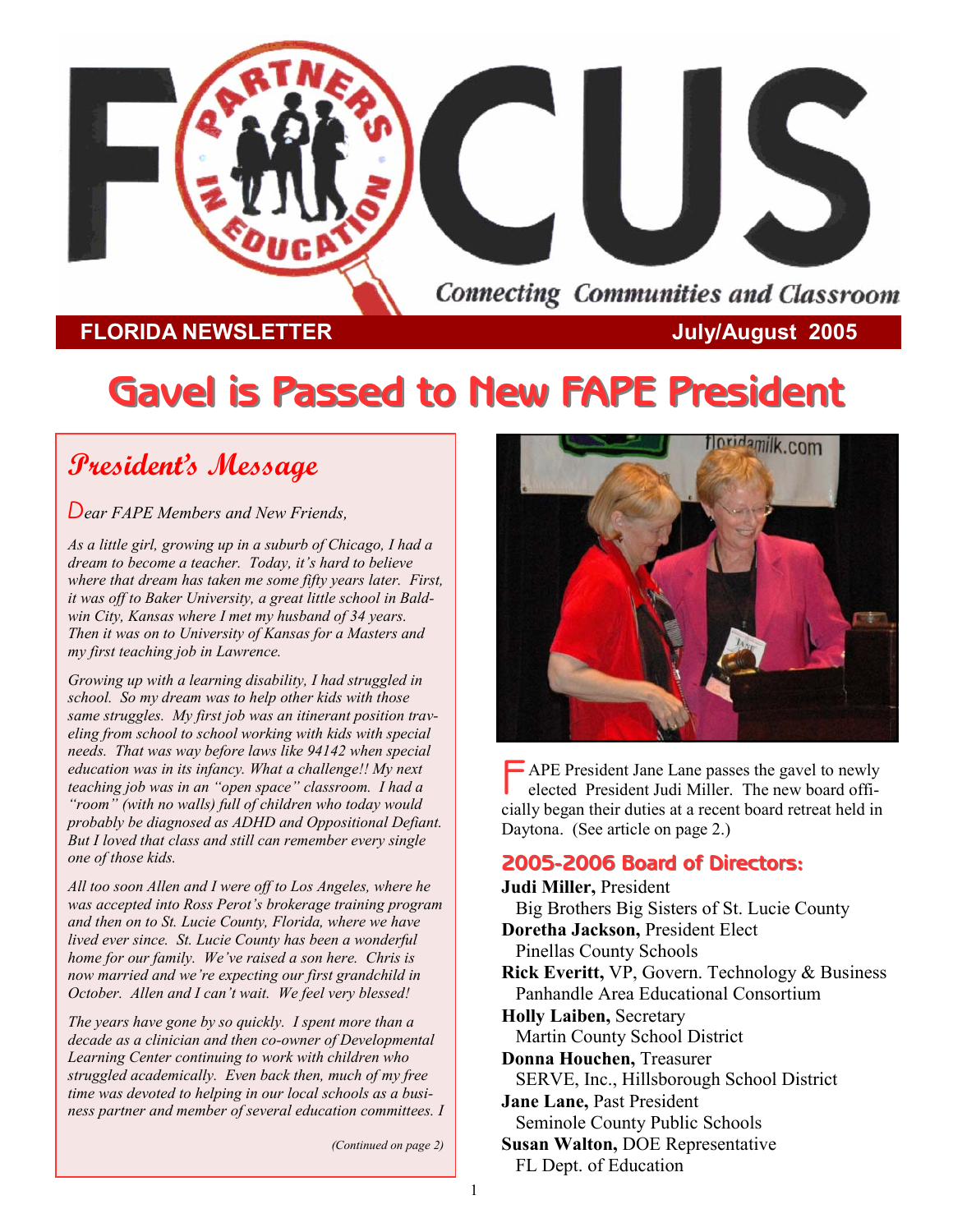# FOCUS

Connecting Communities and Classroom

**FLORIDA NEWSLETTER** July/August 2005

# Gavel is Passed to New FAPE President

## President's Message

*Dear FAPE Members and New Friends,*

*As a little girl, growing up in a suburb of Chicago, I had a dream to become a teacher. Today, it's hard to believe where that dream has taken me some fifty years later. First, it was off to Baker University, a great little school in Baldwin City, Kansas where I met my husband of 34 years. Then it was on to University of Kansas for a Masters and my first teaching job in Lawrence.*

*Growing up with a learning disability, I had struggled in school. So my dream was to help other kids with those same struggles. My first job was an itinerant position traveling from school to school working with kids with special needs. That was way before laws like 94142 when special education was in its infancy. What a challenge!! My next teaching job was in an "open space" classroom. I had a "room" (with no walls) full of children who today would probably be diagnosed as ADHD and Oppositional Defiant. But I loved that class and still can remember every single one of those kids.*

*All too soon Allen and I were off to Los Angeles, where he was accepted into Ross Perot's brokerage training program and then on to St. Lucie County, Florida, where we have lived ever since. St. Lucie County has been a wonderful home for our family. We've raised a son here. Chris is now married and we're expecting our first grandchild in October. Allen and I can't wait. We feel very blessed!*

*The years have gone by so quickly. I spent more than a decade as a clinician and then co-owner of Developmental Learning Center continuing to work with children who struggled academically. Even back then, much of my free time was devoted to helping in our local schools as a business partner and member of several education committees. I*

*(Continued on page 2)*

FAPE President Jane Lane passes the gavel to newly elected President Judi Miller. The new board officially began their duties at a recent board retreat held in Daytona. (See article on page 2.)

### 2005-2006 Board of Directors:

**Judi Miller,** President
Big Brothers Big Sisters of St. Lucie County

**Doretha Jackson,** President Elect
Pinellas County Schools

**Rick Everitt,** VP, Govern. Technology & Business
Panhandle Area Educational Consortium

**Holly Laiben,** Secretary
Martin County School District

**Donna Houchen,** Treasurer
SERVE, Inc., Hillsborough School District

**Jane Lane,** Past President
Seminole County Public Schools

**Susan Walton,** DOE Representative
FL Dept. of Education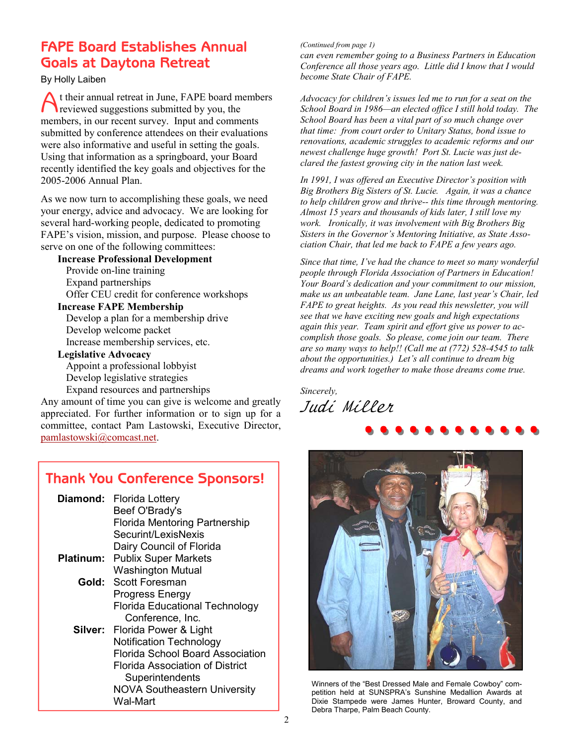## FAPE Board Establishes Annual Goals at Daytona Retreat

By Holly Laiben

At their annual retreat in June, FAPE board members reviewed suggestions submitted by you, the members, in our recent survey. Input and comments submitted by conference attendees on their evaluations were also informative and useful in setting the goals. Using that information as a springboard, your Board recently identified the key goals and objectives for the 2005-2006 Annual Plan.

As we now turn to accomplishing these goals, we need your energy, advice and advocacy. We are looking for several hard-working people, dedicated to promoting FAPE's vision, mission, and purpose. Please choose to serve on one of the following committees:

**Increase Professional Development**
- Provide on-line training
- Expand partnerships
- Offer CEU credit for conference workshops

**Increase FAPE Membership**
- Develop a plan for a membership drive
- Develop welcome packet
- Increase membership services, etc.

**Legislative Advocacy**
- Appoint a professional lobbyist
- Develop legislative strategies
- Expand resources and partnerships

Any amount of time you can give is welcome and greatly appreciated. For further information or to sign up for a committee, contact Pam Lastowski, Executive Director, pamlastowski@comcast.net.

## Thank You Conference Sponsors!

**Diamond:** Florida Lottery, Beef O'Brady's, Florida Mentoring Partnership, Securint/LexisNexis, Dairy Council of Florida

**Platinum:** Publix Super Markets, Washington Mutual

**Gold:** Scott Foresman, Progress Energy, Florida Educational Technology Conference, Inc.

**Silver:** Florida Power & Light, Notification Technology, Florida School Board Association, Florida Association of District Superintendents, NOVA Southeastern University, Wal-Mart

*(Continued from page 1)*

*can even remember going to a Business Partners in Education Conference all those years ago. Little did I know that I would become State Chair of FAPE.*

*Advocacy for children's issues led me to run for a seat on the School Board in 1986—an elected office I still hold today. The School Board has been a vital part of so much change over that time: from court order to Unitary Status, bond issue to renovations, academic struggles to academic reforms and our newest challenge huge growth! Port St. Lucie was just declared the fastest growing city in the nation last week.*

*In 1991, I was offered an Executive Director's position with Big Brothers Big Sisters of St. Lucie. Again, it was a chance to help children grow and thrive-- this time through mentoring. Almost 15 years and thousands of kids later, I still love my work. Ironically, it was involvement with Big Brothers Big Sisters in the Governor's Mentoring Initiative, as State Association Chair, that led me back to FAPE a few years ago.*

*Since that time, I've had the chance to meet so many wonderful people through Florida Association of Partners in Education! Your Board's dedication and your commitment to our mission, make us an unbeatable team. Jane Lane, last year's Chair, led FAPE to great heights. As you read this newsletter, you will see that we have exciting new goals and high expectations again this year. Team spirit and effort give us power to accomplish those goals. So please, come join our team. There are so many ways to help!! (Call me at (772) 528-4545 to talk about the opportunities.) Let's all continue to dream big dreams and work together to make those dreams come true.*

*Sincerely,*

*Judi Miller*

Winners of the "Best Dressed Male and Female Cowboy" competition held at SUNSPRA's Sunshine Medallion Awards at Dixie Stampede were James Hunter, Broward County, and Debra Tharpe, Palm Beach County.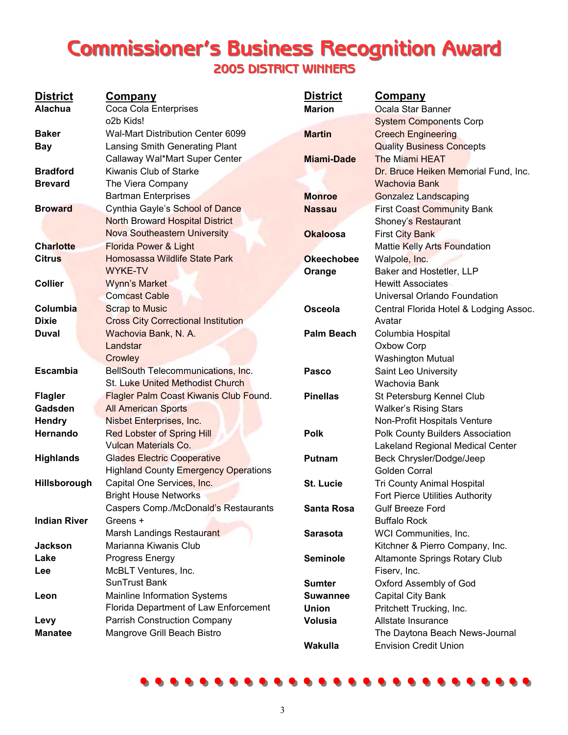# Commissioner's Business Recognition Award

## 2005 DISTRICT WINNERS

| District | Company |
|---|---|
| **Alachua** | Coca Cola Enterprises |
| | o2b Kids! |
| **Baker** | Wal-Mart Distribution Center 6099 |
| **Bay** | Lansing Smith Generating Plant |
| | Callaway Wal*Mart Super Center |
| **Bradford** | Kiwanis Club of Starke |
| **Brevard** | The Viera Company |
| | Bartman Enterprises |
| **Broward** | Cynthia Gayle's School of Dance |
| | North Broward Hospital District |
| | Nova Southeastern University |
| **Charlotte** | Florida Power & Light |
| **Citrus** | Homosassa Wildlife State Park |
| | WYKE-TV |
| **Collier** | Wynn's Market |
| | Comcast Cable |
| **Columbia** | Scrap to Music |
| **Dixie** | Cross City Correctional Institution |
| **Duval** | Wachovia Bank, N. A. |
| | Landstar |
| | Crowley |
| **Escambia** | BellSouth Telecommunications, Inc. |
| | St. Luke United Methodist Church |
| **Flagler** | Flagler Palm Coast Kiwanis Club Found. |
| **Gadsden** | All American Sports |
| **Hendry** | Nisbet Enterprises, Inc. |
| **Hernando** | Red Lobster of Spring Hill |
| | Vulcan Materials Co. |
| **Highlands** | Glades Electric Cooperative |
| | Highland County Emergency Operations |
| **Hillsborough** | Capital One Services, Inc. |
| | Bright House Networks |
| | Caspers Comp./McDonald's Restaurants |
| **Indian River** | Greens + |
| | Marsh Landings Restaurant |
| **Jackson** | Marianna Kiwanis Club |
| **Lake** | Progress Energy |
| **Lee** | McBLT Ventures, Inc. |
| | SunTrust Bank |
| **Leon** | Mainline Information Systems |
| | Florida Department of Law Enforcement |
| **Levy** | Parrish Construction Company |
| **Manatee** | Mangrove Grill Beach Bistro |
| **Marion** | Ocala Star Banner |
| | System Components Corp |
| **Martin** | Creech Engineering |
| | Quality Business Concepts |
| **Miami-Dade** | The Miami HEAT |
| | Dr. Bruce Heiken Memorial Fund, Inc. |
| | Wachovia Bank |
| **Monroe** | Gonzalez Landscaping |
| **Nassau** | First Coast Community Bank |
| | Shoney's Restaurant |
| **Okaloosa** | First City Bank |
| | Mattie Kelly Arts Foundation |
| **Okeechobee** | Walpole, Inc. |
| **Orange** | Baker and Hostetler, LLP |
| | Hewitt Associates |
| | Universal Orlando Foundation |
| **Osceola** | Central Florida Hotel & Lodging Assoc. |
| | Avatar |
| **Palm Beach** | Columbia Hospital |
| | Oxbow Corp |
| | Washington Mutual |
| **Pasco** | Saint Leo University |
| | Wachovia Bank |
| **Pinellas** | St Petersburg Kennel Club |
| | Walker's Rising Stars |
| | Non-Profit Hospitals Venture |
| **Polk** | Polk County Builders Association |
| | Lakeland Regional Medical Center |
| **Putnam** | Beck Chrysler/Dodge/Jeep |
| | Golden Corral |
| **St. Lucie** | Tri County Animal Hospital |
| | Fort Pierce Utilities Authority |
| **Santa Rosa** | Gulf Breeze Ford |
| | Buffalo Rock |
| **Sarasota** | WCI Communities, Inc. |
| | Kitchner & Pierro Company, Inc. |
| **Seminole** | Altamonte Springs Rotary Club |
| | Fiserv, Inc. |
| **Sumter** | Oxford Assembly of God |
| **Suwannee** | Capital City Bank |
| **Union** | Pritchett Trucking, Inc. |
| **Volusia** | Allstate Insurance |
| | The Daytona Beach News-Journal |
| **Wakulla** | Envision Credit Union |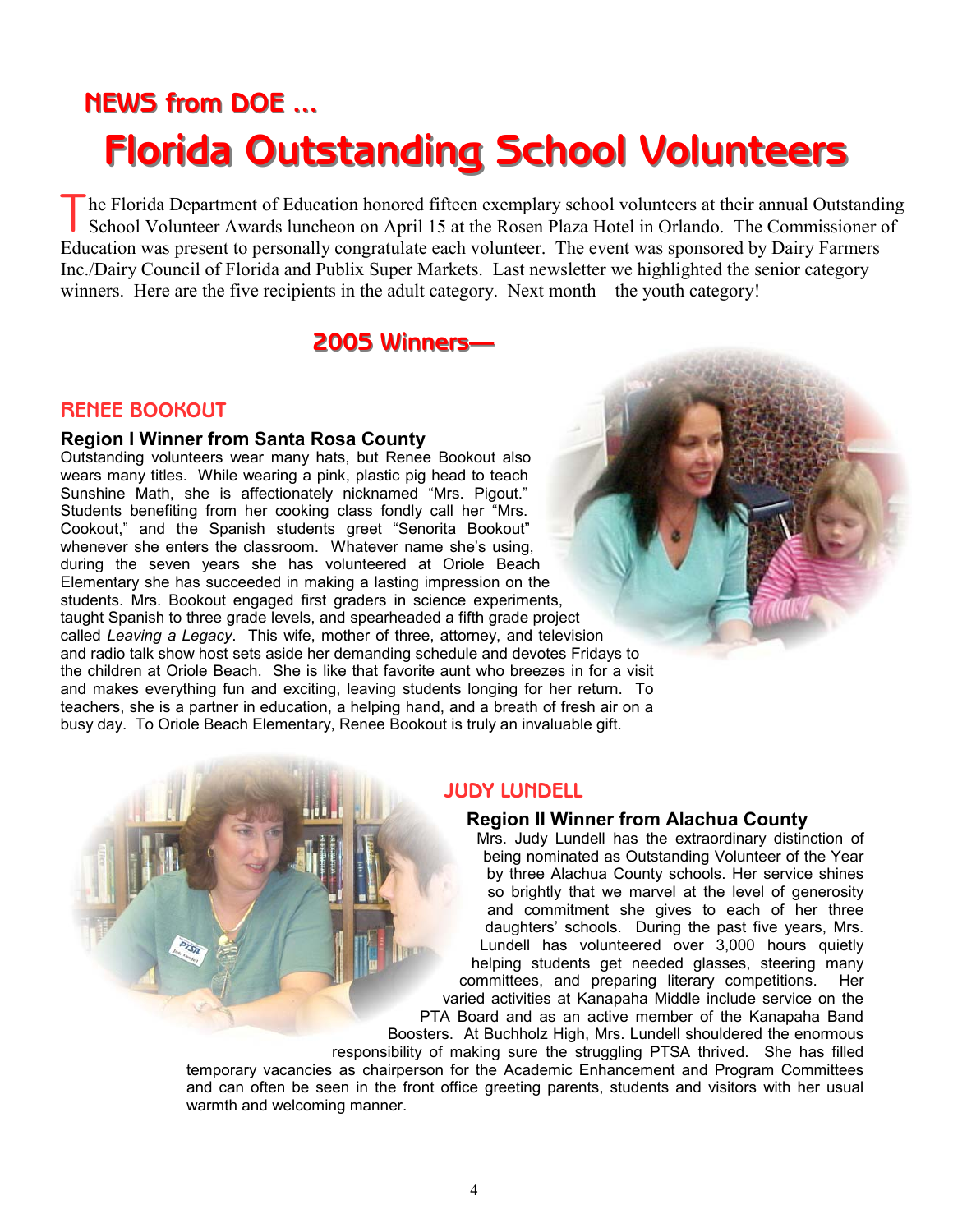## NEWS from DOE ...

# Florida Outstanding School Volunteers

The Florida Department of Education honored fifteen exemplary school volunteers at their annual Outstanding School Volunteer Awards luncheon on April 15 at the Rosen Plaza Hotel in Orlando. The Commissioner of Education was present to personally congratulate each volunteer. The event was sponsored by Dairy Farmers Inc./Dairy Council of Florida and Publix Super Markets. Last newsletter we highlighted the senior category winners. Here are the five recipients in the adult category. Next month—the youth category!

## 2005 Winners—

### RENEE BOOKOUT

**Region I Winner from Santa Rosa County**

Outstanding volunteers wear many hats, but Renee Bookout also wears many titles. While wearing a pink, plastic pig head to teach Sunshine Math, she is affectionately nicknamed "Mrs. Pigout." Students benefiting from her cooking class fondly call her "Mrs. Cookout," and the Spanish students greet "Senorita Bookout" whenever she enters the classroom. Whatever name she's using, during the seven years she has volunteered at Oriole Beach Elementary she has succeeded in making a lasting impression on the students. Mrs. Bookout engaged first graders in science experiments, taught Spanish to three grade levels, and spearheaded a fifth grade project called *Leaving a Legacy*. This wife, mother of three, attorney, and television and radio talk show host sets aside her demanding schedule and devotes Fridays to the children at Oriole Beach. She is like that favorite aunt who breezes in for a visit and makes everything fun and exciting, leaving students longing for her return. To teachers, she is a partner in education, a helping hand, and a breath of fresh air on a busy day. To Oriole Beach Elementary, Renee Bookout is truly an invaluable gift.

### JUDY LUNDELL

**Region II Winner from Alachua County**

Mrs. Judy Lundell has the extraordinary distinction of being nominated as Outstanding Volunteer of the Year by three Alachua County schools. Her service shines so brightly that we marvel at the level of generosity and commitment she gives to each of her three daughters' schools. During the past five years, Mrs. Lundell has volunteered over 3,000 hours quietly helping students get needed glasses, steering many committees, and preparing literary competitions. Her varied activities at Kanapaha Middle include service on the PTA Board and as an active member of the Kanapaha Band Boosters. At Buchholz High, Mrs. Lundell shouldered the enormous responsibility of making sure the struggling PTSA thrived. She has filled temporary vacancies as chairperson for the Academic Enhancement and Program Committees and can often be seen in the front office greeting parents, students and visitors with her usual warmth and welcoming manner.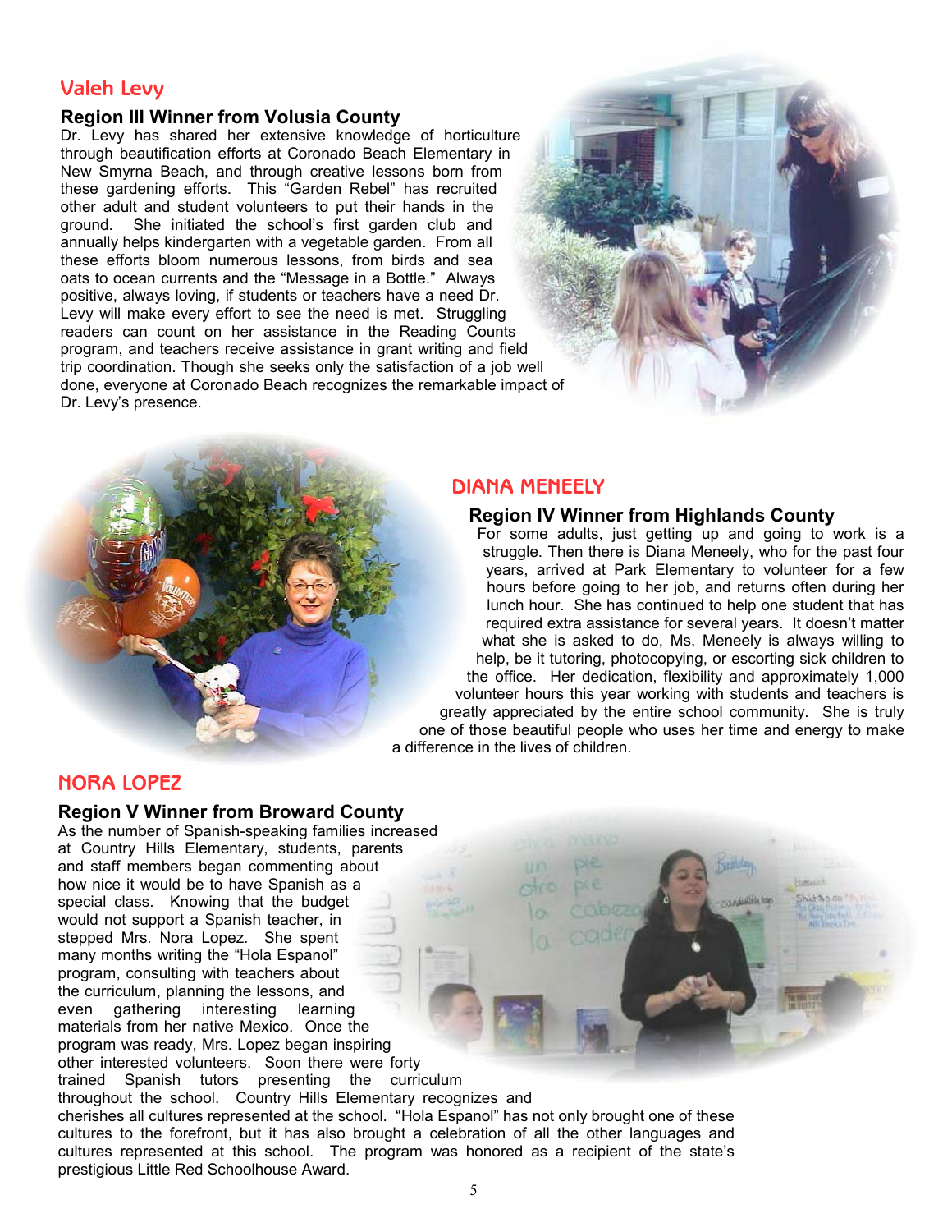## Valeh Levy

### Region III Winner from Volusia County

Dr. Levy has shared her extensive knowledge of horticulture through beautification efforts at Coronado Beach Elementary in New Smyrna Beach, and through creative lessons born from these gardening efforts. This "Garden Rebel" has recruited other adult and student volunteers to put their hands in the ground. She initiated the school's first garden club and annually helps kindergarten with a vegetable garden. From all these efforts bloom numerous lessons, from birds and sea oats to ocean currents and the "Message in a Bottle." Always positive, always loving, if students or teachers have a need Dr. Levy will make every effort to see the need is met. Struggling readers can count on her assistance in the Reading Counts program, and teachers receive assistance in grant writing and field trip coordination. Though she seeks only the satisfaction of a job well done, everyone at Coronado Beach recognizes the remarkable impact of Dr. Levy's presence.

## DIANA MENEELY

### Region IV Winner from Highlands County

For some adults, just getting up and going to work is a struggle. Then there is Diana Meneely, who for the past four years, arrived at Park Elementary to volunteer for a few hours before going to her job, and returns often during her lunch hour. She has continued to help one student that has required extra assistance for several years. It doesn't matter what she is asked to do, Ms. Meneely is always willing to help, be it tutoring, photocopying, or escorting sick children to the office. Her dedication, flexibility and approximately 1,000 volunteer hours this year working with students and teachers is greatly appreciated by the entire school community. She is truly one of those beautiful people who uses her time and energy to make a difference in the lives of children.

## NORA LOPEZ

### Region V Winner from Broward County

As the number of Spanish-speaking families increased at Country Hills Elementary, students, parents and staff members began commenting about how nice it would be to have Spanish as a special class. Knowing that the budget would not support a Spanish teacher, in stepped Mrs. Nora Lopez. She spent many months writing the "Hola Espanol" program, consulting with teachers about the curriculum, planning the lessons, and even gathering interesting learning materials from her native Mexico. Once the program was ready, Mrs. Lopez began inspiring other interested volunteers. Soon there were forty trained Spanish tutors presenting the curriculum throughout the school. Country Hills Elementary recognizes and cherishes all cultures represented at the school. "Hola Espanol" has not only brought one of these cultures to the forefront, but it has also brought a celebration of all the other languages and cultures represented at this school. The program was honored as a recipient of the state's prestigious Little Red Schoolhouse Award.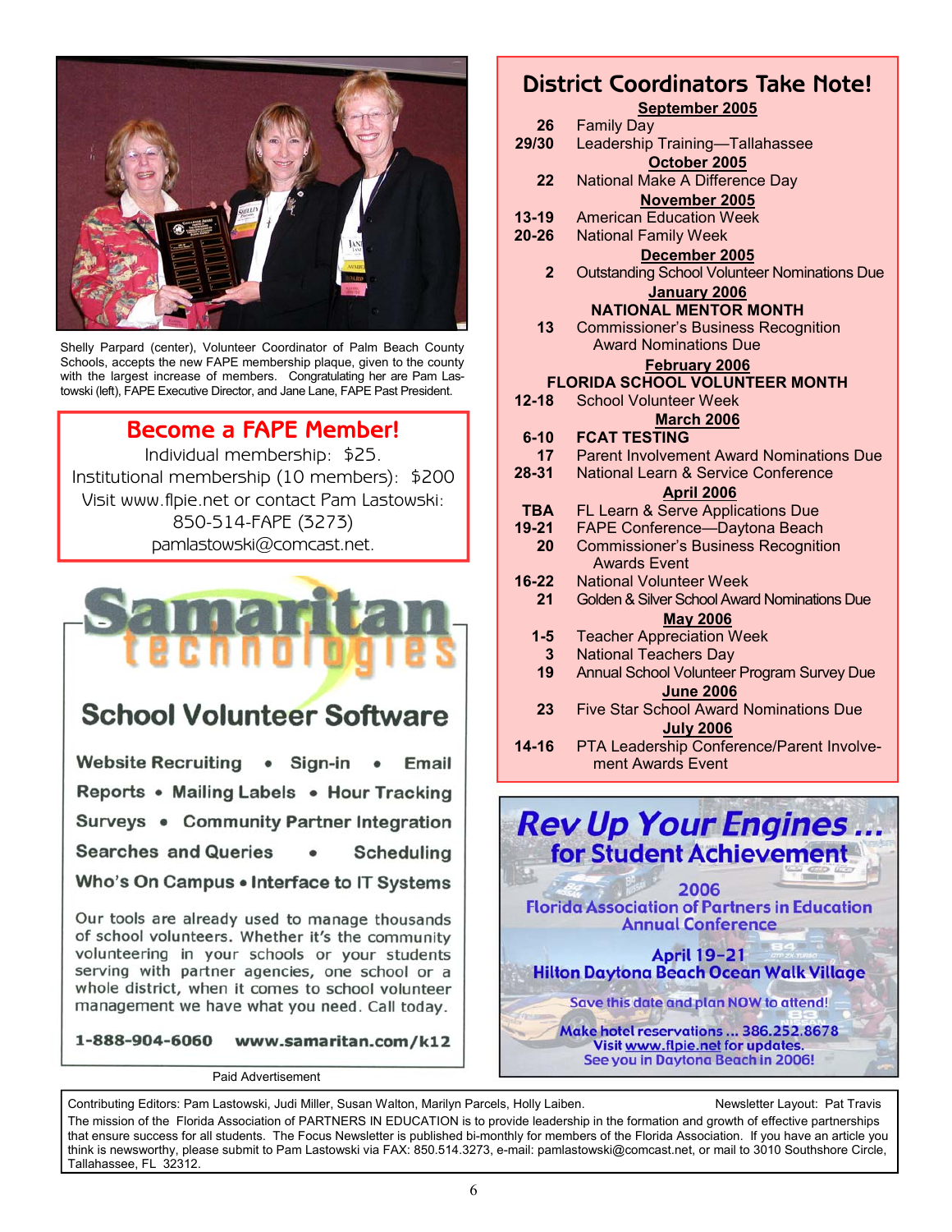Shelly Parpard (center), Volunteer Coordinator of Palm Beach County Schools, accepts the new FAPE membership plaque, given to the county with the largest increase of members. Congratulating her are Pam Lastowski (left), FAPE Executive Director, and Jane Lane, FAPE Past President.

## Become a FAPE Member!

Individual membership: $25.
Institutional membership (10 members): $200
Visit www.flpie.net or contact Pam Lastowski:
850-514-FAPE (3273)
pamlastowski@comcast.net.

## Samaritan technologies

### School Volunteer Software

Website Recruiting • Sign-in • Email
Reports • Mailing Labels • Hour Tracking
Surveys • Community Partner Integration
Searches and Queries • Scheduling
Who's On Campus • Interface to IT Systems

Our tools are already used to manage thousands of school volunteers. Whether it's the community volunteering in your schools or your students serving with partner agencies, one school or a whole district, when it comes to school volunteer management we have what you need. Call today.

1-888-904-6060 www.samaritan.com/k12

Paid Advertisement

## District Coordinators Take Note!

**September 2005**

- **26** Family Day
- **29/30** Leadership Training—Tallahassee

**October 2005**

- **22** National Make A Difference Day

**November 2005**

- **13-19** American Education Week
- **20-26** National Family Week

**December 2005**

- **2** Outstanding School Volunteer Nominations Due

**January 2006**

**NATIONAL MENTOR MONTH**

- **13** Commissioner's Business Recognition Award Nominations Due

**February 2006**

**FLORIDA SCHOOL VOLUNTEER MONTH**

- **12-18** School Volunteer Week

**March 2006**

- **6-10** **FCAT TESTING**
- **17** Parent Involvement Award Nominations Due
- **28-31** National Learn & Service Conference

**April 2006**

- **TBA** FL Learn & Serve Applications Due
- **19-21** FAPE Conference—Daytona Beach
- **20** Commissioner's Business Recognition Awards Event
- **16-22** National Volunteer Week
- **21** Golden & Silver School Award Nominations Due

**May 2006**

- **1-5** Teacher Appreciation Week
- **3** National Teachers Day
- **19** Annual School Volunteer Program Survey Due

**June 2006**

- **23** Five Star School Award Nominations Due

**July 2006**

- **14-16** PTA Leadership Conference/Parent Involvement Awards Event

## Rev Up Your Engines ... for Student Achievement

2006
Florida Association of Partners in Education
Annual Conference

April 19-21
Hilton Daytona Beach Ocean Walk Village

Save this date and plan NOW to attend!

Make hotel reservations ... 386.252.8678
Visit www.flpie.net for updates.
See you in Daytona Beach in 2006!

---

Contributing Editors: Pam Lastowski, Judi Miller, Susan Walton, Marilyn Parcels, Holly Laiben. Newsletter Layout: Pat Travis

The mission of the Florida Association of PARTNERS IN EDUCATION is to provide leadership in the formation and growth of effective partnerships that ensure success for all students. The Focus Newsletter is published bi-monthly for members of the Florida Association. If you have an article you think is newsworthy, please submit to Pam Lastowski via FAX: 850.514.3273, e-mail: pamlastowski@comcast.net, or mail to 3010 Southshore Circle, Tallahassee, FL 32312.